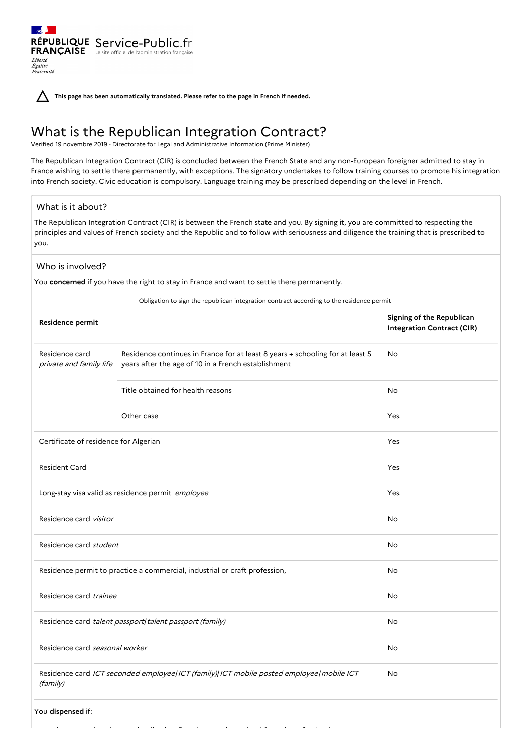⚠ **This page has been automatically translated. Please refer to the page in French if needed.**

# What is the Republican Integration Contract?

Verified 19 novembre 2019 - Directorate for Legal and Administrative Information (Prime Minister)

The Republican Integration Contract (CIR) is concluded between the French State and any non-European foreigner admitted to stay in France wishing to settle there permanently, with exceptions. The signatory undertakes to follow training courses to promote his integration into French society. Civic education is compulsory. Language training may be prescribed depending on the level in French.

## What is it about?

The Republican Integration Contract (CIR) is between the French state and you. By signing it, you are committed to respecting the principles and values of French society and the Republic and to follow with seriousness and diligence the training that is prescribed to you.

## Who is involved?

You **concerned** if you have the right to stay in France and want to settle there permanently.

Obligation to sign the republican integration contract according to the residence permit

| Residence permit | | Signing of the Republican Integration Contract (CIR) |
|---|---|---|
| Residence card *private and family life* | Residence continues in France for at least 8 years + schooling for at least 5 years after the age of 10 in a French establishment | No |
| | Title obtained for health reasons | No |
| | Other case | Yes |
| Certificate of residence for Algerian | | Yes |
| Resident Card | | Yes |
| Long-stay visa valid as residence permit *employee* | | Yes |
| Residence card *visitor* | | No |
| Residence card *student* | | No |
| Residence permit to practice a commercial, industrial or craft profession, | | No |
| Residence card *trainee* | | No |
| Residence card *talent passport\|talent passport (family)* | | No |
| Residence card *seasonal worker* | | No |
| Residence card *ICT seconded employee\|ICT (family)\|ICT mobile posted employee\|mobile ICT (family)* | | No |

You **dispensed** if: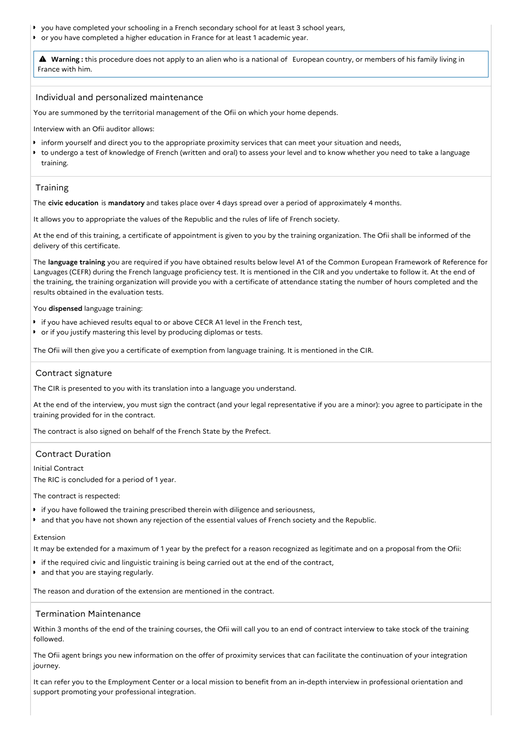- you have completed your schooling in a French secondary school for at least 3 school years,
- or you have completed a higher education in France for at least 1 academic year.

> ⚠ **Warning :** this procedure does not apply to an alien who is a national of  European country, or members of his family living in France with him.

## Individual and personalized maintenance

You are summoned by the territorial management of the Ofii on which your home depends.

Interview with an Ofii auditor allows:

- inform yourself and direct you to the appropriate proximity services that can meet your situation and needs,
- to undergo a test of knowledge of French (written and oral) to assess your level and to know whether you need to take a language training.

## Training

The **civic education** is **mandatory** and takes place over 4 days spread over a period of approximately 4 months.

It allows you to appropriate the values of the Republic and the rules of life of French society.

At the end of this training, a certificate of appointment is given to you by the training organization. The Ofii shall be informed of the delivery of this certificate.

The **language training** you are required if you have obtained results below level A1 of the Common European Framework of Reference for Languages (CEFR) during the French language proficiency test. It is mentioned in the CIR and you undertake to follow it. At the end of the training, the training organization will provide you with a certificate of attendance stating the number of hours completed and the results obtained in the evaluation tests.

You **dispensed** language training:

- if you have achieved results equal to or above CECR A1 level in the French test,
- or if you justify mastering this level by producing diplomas or tests.

The Ofii will then give you a certificate of exemption from language training. It is mentioned in the CIR.

## Contract signature

The CIR is presented to you with its translation into a language you understand.

At the end of the interview, you must sign the contract (and your legal representative if you are a minor): you agree to participate in the training provided for in the contract.

The contract is also signed on behalf of the French State by the Prefect.

## Contract Duration

Initial Contract

The RIC is concluded for a period of 1 year.

The contract is respected:

- if you have followed the training prescribed therein with diligence and seriousness,
- and that you have not shown any rejection of the essential values of French society and the Republic.

Extension

It may be extended for a maximum of 1 year by the prefect for a reason recognized as legitimate and on a proposal from the Ofii:

- if the required civic and linguistic training is being carried out at the end of the contract,
- and that you are staying regularly.

The reason and duration of the extension are mentioned in the contract.

## Termination Maintenance

Within 3 months of the end of the training courses, the Ofii will call you to an end of contract interview to take stock of the training followed.

The Ofii agent brings you new information on the offer of proximity services that can facilitate the continuation of your integration journey.

It can refer you to the Employment Center or a local mission to benefit from an in-depth interview in professional orientation and support promoting your professional integration.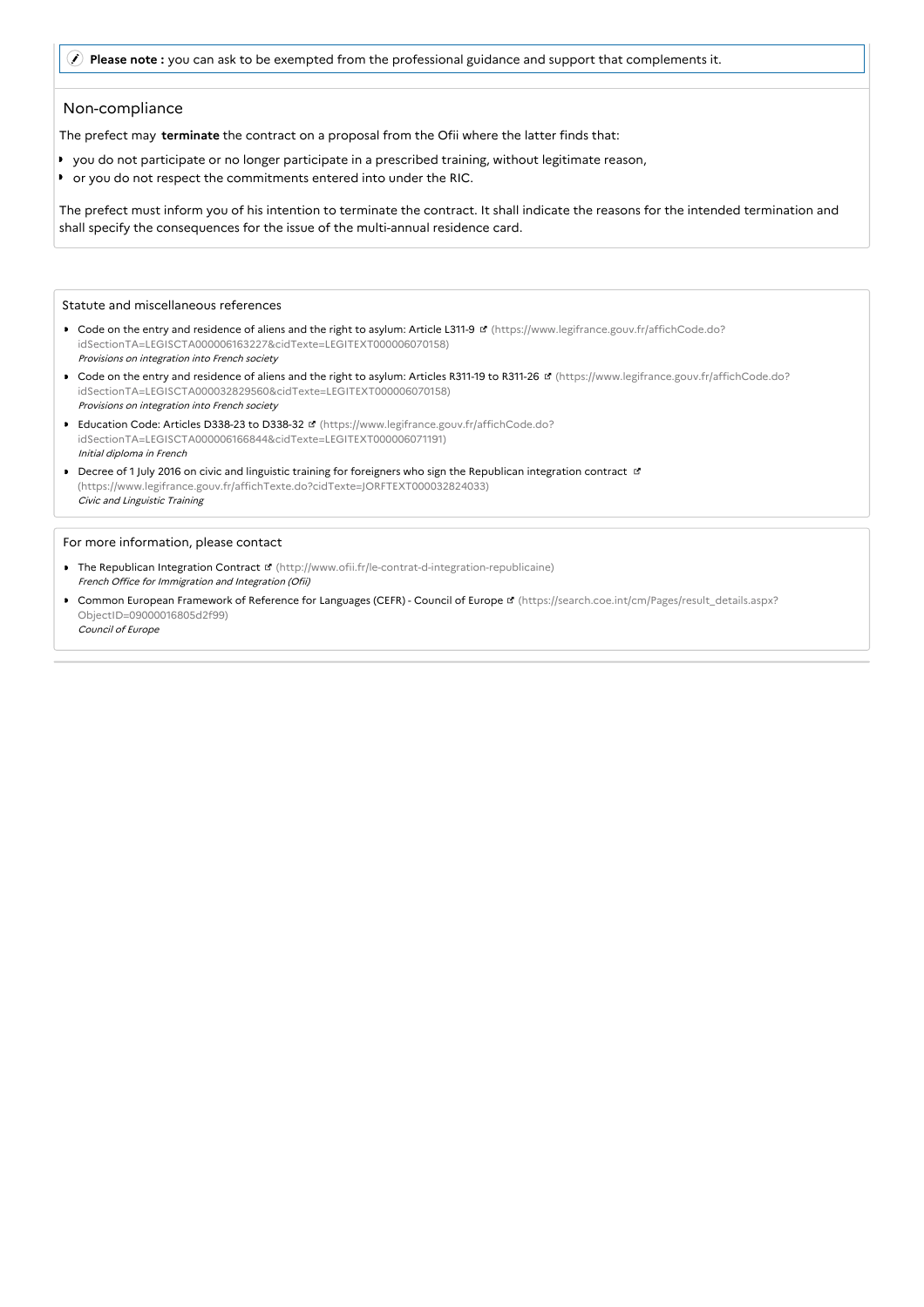**Please note :** you can ask to be exempted from the professional guidance and support that complements it.

## Non-compliance

The prefect may **terminate** the contract on a proposal from the Ofii where the latter finds that:

- you do not participate or no longer participate in a prescribed training, without legitimate reason,
- or you do not respect the commitments entered into under the RIC.

The prefect must inform you of his intention to terminate the contract. It shall indicate the reasons for the intended termination and shall specify the consequences for the issue of the multi-annual residence card.

## Statute and miscellaneous references

- Code on the entry and residence of aliens and the right to asylum: Article L311-9 (https://www.legifrance.gouv.fr/affichCode.do?idSectionTA=LEGISCTA000006163227&cidTexte=LEGITEXT000006070158)
  *Provisions on integration into French society*
- Code on the entry and residence of aliens and the right to asylum: Articles R311-19 to R311-26 (https://www.legifrance.gouv.fr/affichCode.do?idSectionTA=LEGISCTA000032829560&cidTexte=LEGITEXT000006070158)
  *Provisions on integration into French society*
- Education Code: Articles D338-23 to D338-32 (https://www.legifrance.gouv.fr/affichCode.do?idSectionTA=LEGISCTA000006166844&cidTexte=LEGITEXT000006071191)
  *Initial diploma in French*
- Decree of 1 July 2016 on civic and linguistic training for foreigners who sign the Republican integration contract (https://www.legifrance.gouv.fr/affichTexte.do?cidTexte=JORFTEXT000032824033)
  *Civic and Linguistic Training*

## For more information, please contact

- The Republican Integration Contract (http://www.ofii.fr/le-contrat-d-integration-republicaine)
  *French Office for Immigration and Integration (Ofii)*
- Common European Framework of Reference for Languages (CEFR) - Council of Europe (https://search.coe.int/cm/Pages/result_details.aspx?ObjectID=09000016805d2f99)
  *Council of Europe*